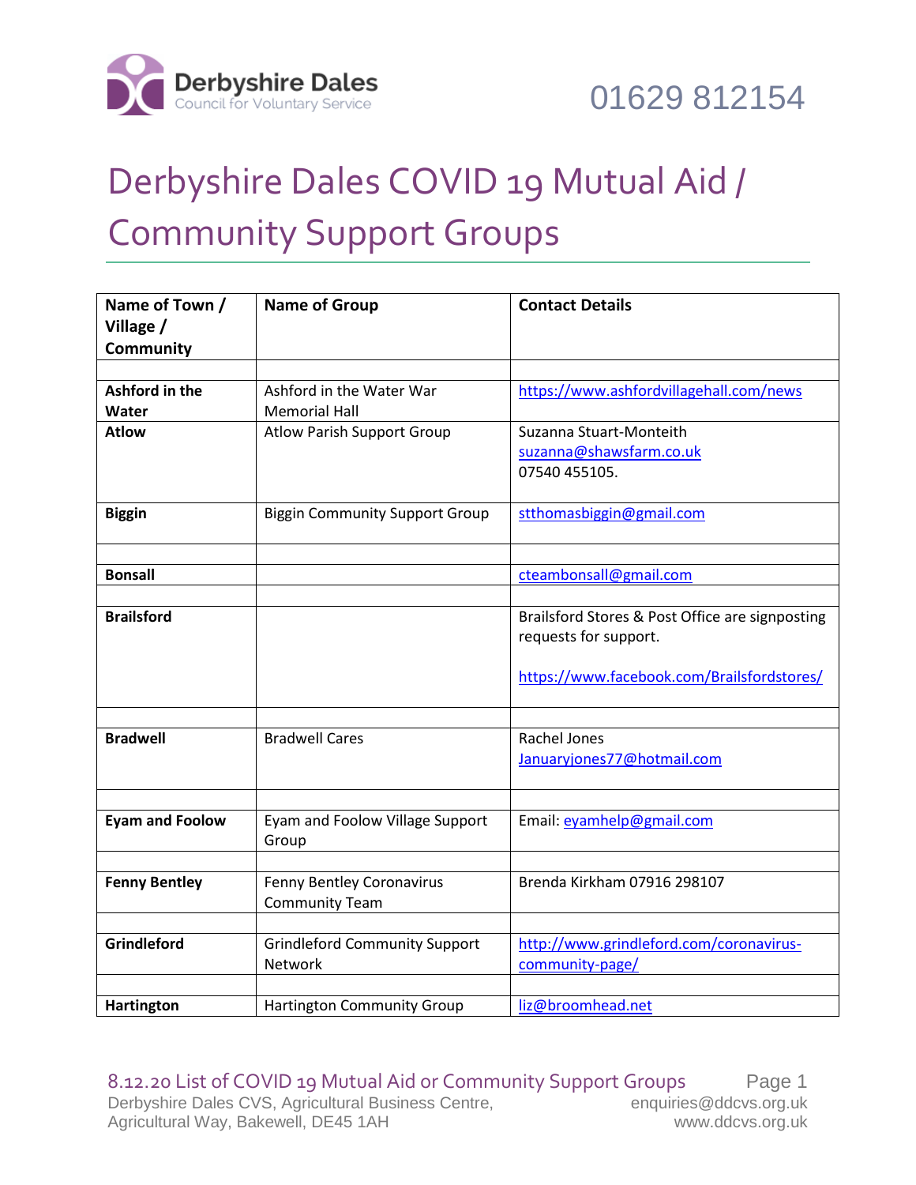Derbyshire Dales Council for Voluntary Service

01629 812154

# Derbyshire Dales COVID 19 Mutual Aid / Community Support Groups

| Name of Town / Village / Community | Name of Group | Contact Details |
|---|---|---|
| | | |
| **Ashford in the Water** | Ashford in the Water War Memorial Hall | https://www.ashfordvillagehall.com/news |
| **Atlow** | Atlow Parish Support Group | Suzanna Stuart-Monteith suzanna@shawsfarm.co.uk 07540 455105. |
| **Biggin** | Biggin Community Support Group | stthomasbiggin@gmail.com |
| | | |
| **Bonsall** | | cteambonsall@gmail.com |
| | | |
| **Brailsford** | | Brailsford Stores & Post Office are signposting requests for support. https://www.facebook.com/Brailsfordstores/ |
| | | |
| **Bradwell** | Bradwell Cares | Rachel Jones Januaryjones77@hotmail.com |
| | | |
| **Eyam and Foolow** | Eyam and Foolow Village Support Group | Email: eyamhelp@gmail.com |
| | | |
| **Fenny Bentley** | Fenny Bentley Coronavirus Community Team | Brenda Kirkham 07916 298107 |
| | | |
| **Grindleford** | Grindleford Community Support Network | http://www.grindleford.com/coronavirus-community-page/ |
| | | |
| **Hartington** | Hartington Community Group | liz@broomhead.net |

8.12.20 List of COVID 19 Mutual Aid or Community Support Groups

Derbyshire Dales CVS, Agricultural Business Centre, Agricultural Way, Bakewell, DE45 1AH

enquiries@ddcvs.org.uk
www.ddcvs.org.uk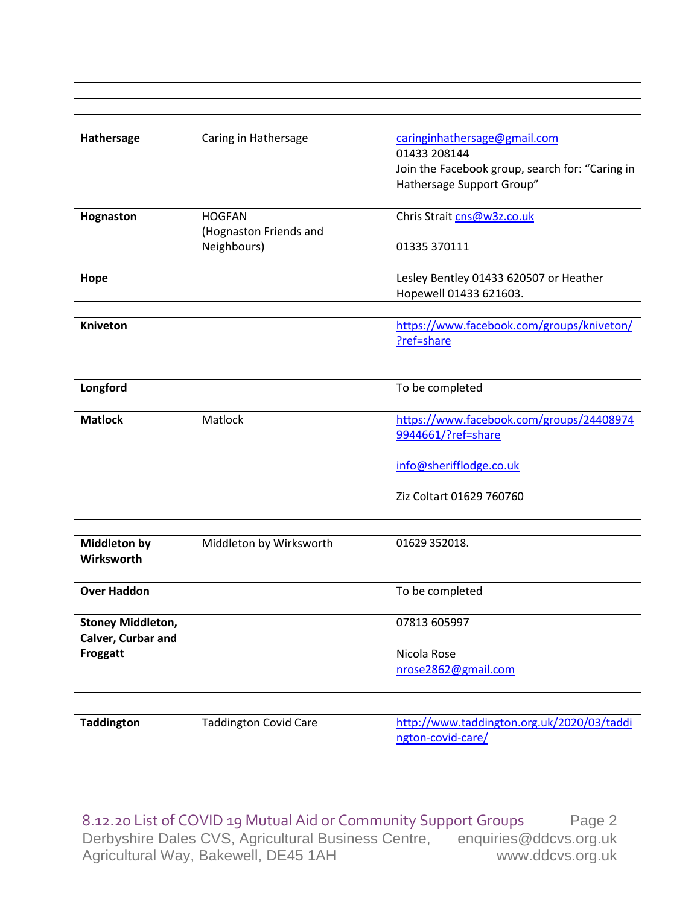| | | |
|---|---|---|
| | | |
| | | |
| **Hathersage** | Caring in Hathersage | caringinhathersage@gmail.com<br>01433 208144<br>Join the Facebook group, search for: "Caring in Hathersage Support Group" |
| | | |
| **Hognaston** | HOGFAN<br>(Hognaston Friends and Neighbours) | Chris Strait cns@w3z.co.uk<br><br>01335 370111 |
| **Hope** | | Lesley Bentley 01433 620507 or Heather Hopewell 01433 621603. |
| | | |
| **Kniveton** | | https://www.facebook.com/groups/kniveton/?ref=share |
| | | |
| **Longford** | | To be completed |
| | | |
| **Matlock** | Matlock | https://www.facebook.com/groups/244089749944661/?ref=share<br><br>info@sherifflodge.co.uk<br><br>Ziz Coltart 01629 760760 |
| | | |
| **Middleton by Wirksworth** | Middleton by Wirksworth | 01629 352018. |
| | | |
| **Over Haddon** | | To be completed |
| | | |
| **Stoney Middleton, Calver, Curbar and Froggatt** | | 07813 605997<br><br>Nicola Rose<br>nrose2862@gmail.com |
| | | |
| **Taddington** | Taddington Covid Care | http://www.taddington.org.uk/2020/03/taddington-covid-care/ |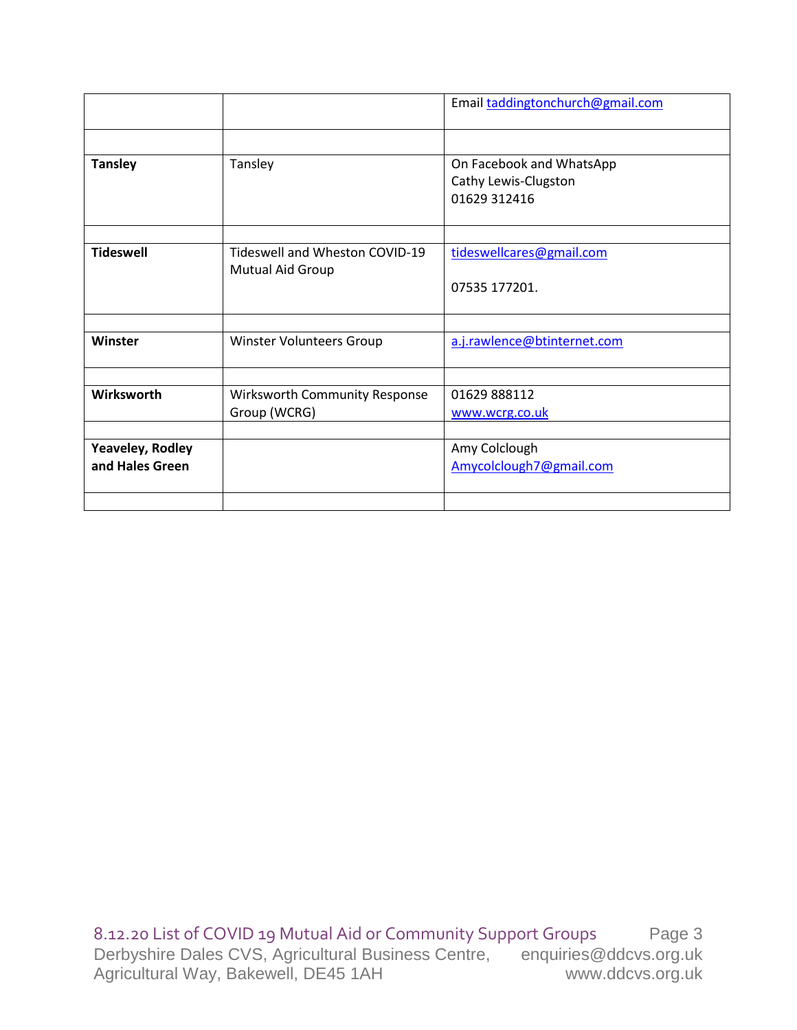| | | |
|---|---|---|
| | | Email taddingtonchurch@gmail.com |
| | | |
| **Tansley** | Tansley | On Facebook and WhatsApp<br>Cathy Lewis-Clugston<br>01629 312416 |
| | | |
| **Tideswell** | Tideswell and Wheston COVID-19 Mutual Aid Group | tideswellcares@gmail.com<br><br>07535 177201. |
| | | |
| **Winster** | Winster Volunteers Group | a.j.rawlence@btinternet.com |
| | | |
| **Wirksworth** | Wirksworth Community Response Group (WCRG) | 01629 888112<br>www.wcrg.co.uk |
| | | |
| **Yeaveley, Rodley and Hales Green** | | Amy Colclough<br>Amycolclough7@gmail.com |
| | | |